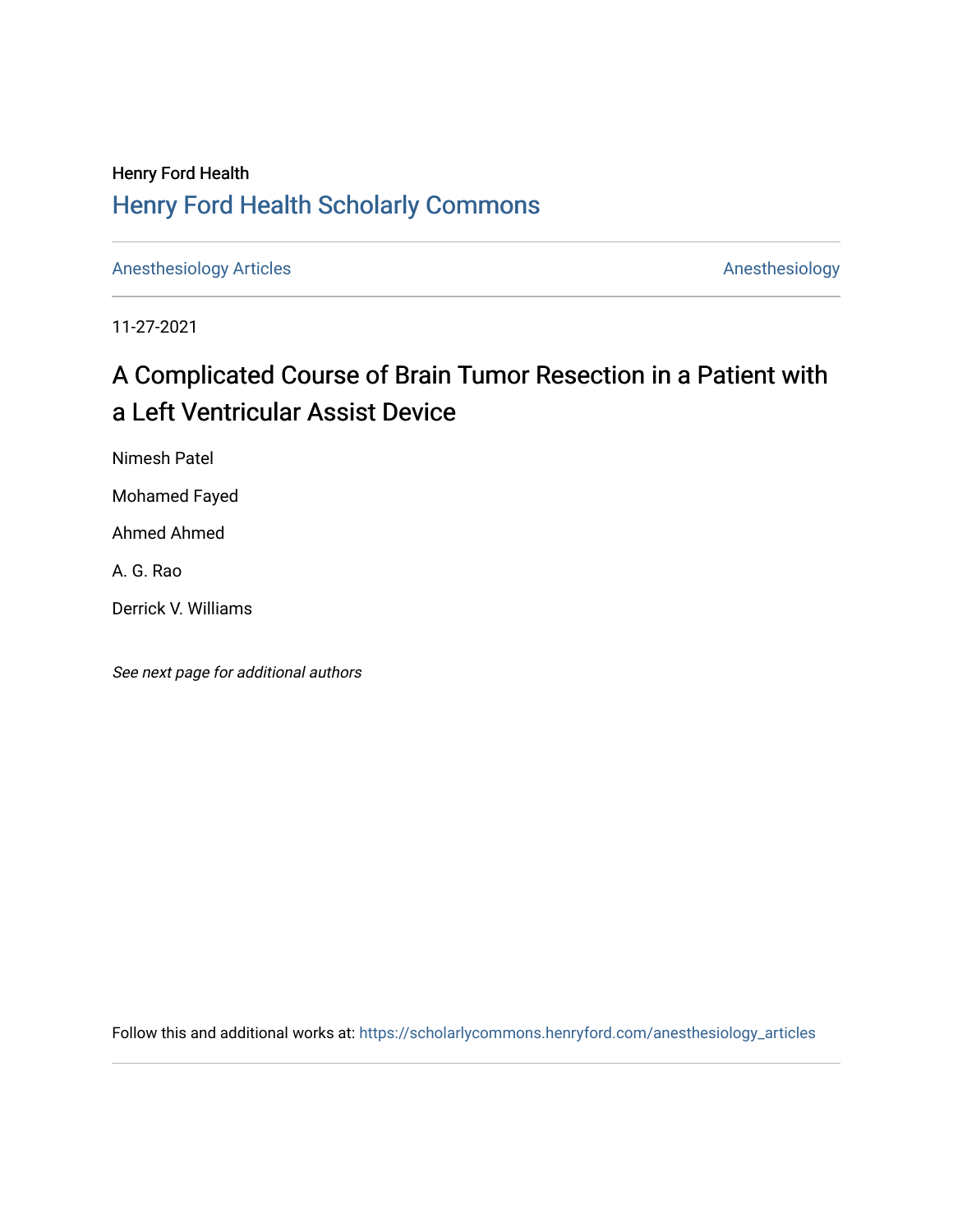Henry Ford Health

## Henry Ford Health Scholarly Commons

Anesthesiology Articles | Anesthesiology

11-27-2021

# A Complicated Course of Brain Tumor Resection in a Patient with a Left Ventricular Assist Device

Nimesh Patel

Mohamed Fayed

Ahmed Ahmed

A. G. Rao

Derrick V. Williams

*See next page for additional authors*

Follow this and additional works at: https://scholarlycommons.henryford.com/anesthesiology_articles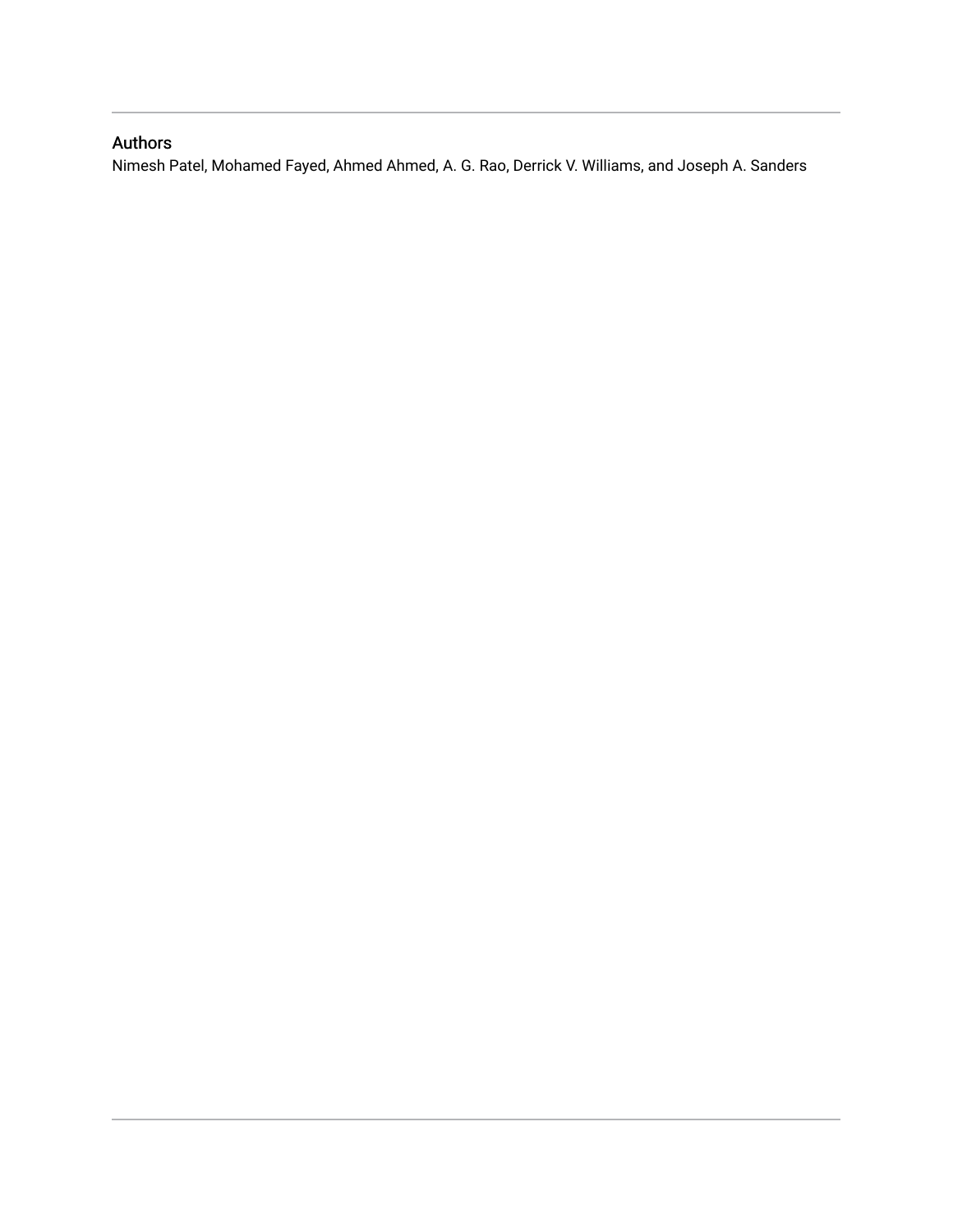## Authors

Nimesh Patel, Mohamed Fayed, Ahmed Ahmed, A. G. Rao, Derrick V. Williams, and Joseph A. Sanders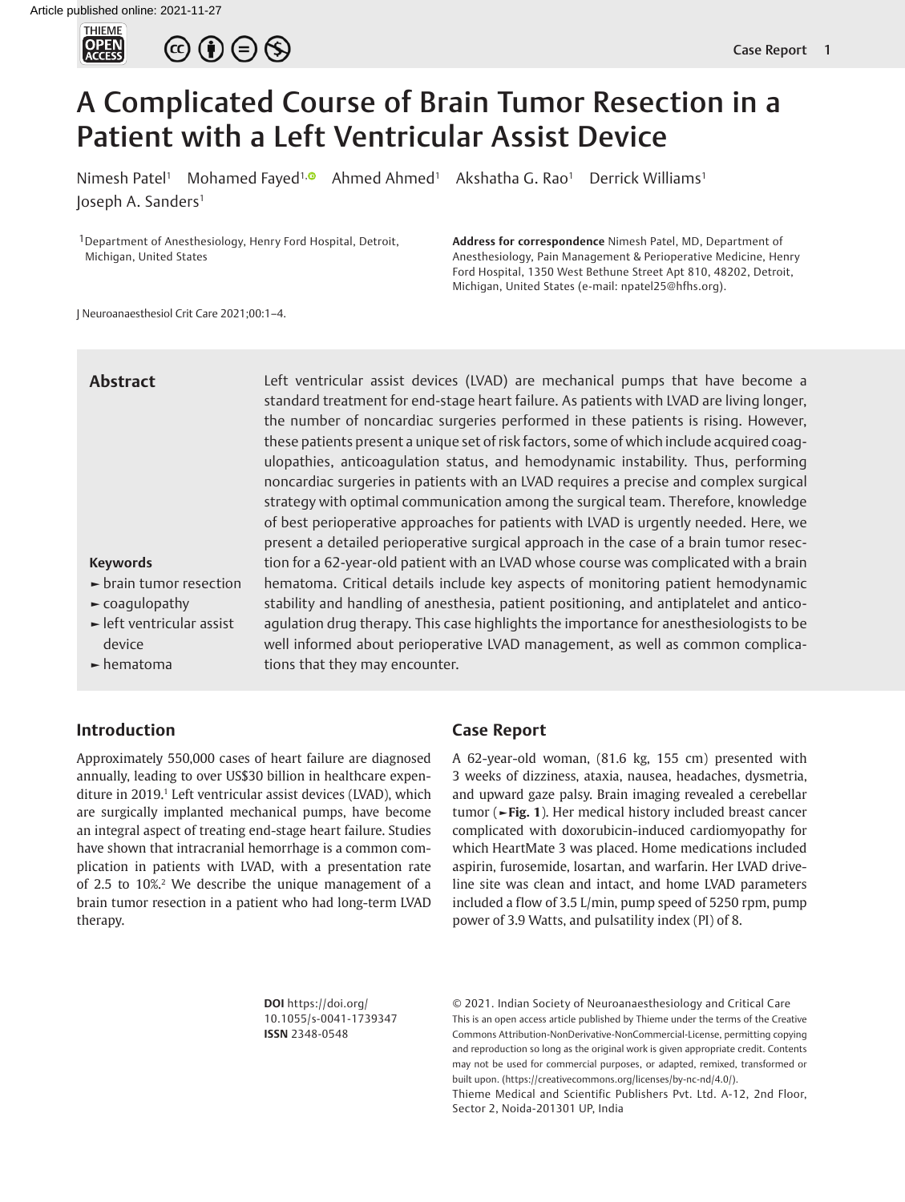# A Complicated Course of Brain Tumor Resection in a Patient with a Left Ventricular Assist Device

Nimesh Patel[1] Mohamed Fayed[1] Ahmed Ahmed[1] Akshatha G. Rao[1] Derrick Williams[1] Joseph A. Sanders[1]

[1]Department of Anesthesiology, Henry Ford Hospital, Detroit, Michigan, United States

**Address for correspondence** Nimesh Patel, MD, Department of Anesthesiology, Pain Management & Perioperative Medicine, Henry Ford Hospital, 1350 West Bethune Street Apt 810, 48202, Detroit, Michigan, United States (e-mail: npatel25@hfhs.org).

J Neuroanaesthesiol Crit Care 2021;00:1–4.

## Abstract

Left ventricular assist devices (LVAD) are mechanical pumps that have become a standard treatment for end-stage heart failure. As patients with LVAD are living longer, the number of noncardiac surgeries performed in these patients is rising. However, these patients present a unique set of risk factors, some of which include acquired coagulopathies, anticoagulation status, and hemodynamic instability. Thus, performing noncardiac surgeries in patients with an LVAD requires a precise and complex surgical strategy with optimal communication among the surgical team. Therefore, knowledge of best perioperative approaches for patients with LVAD is urgently needed. Here, we present a detailed perioperative surgical approach in the case of a brain tumor resection for a 62-year-old patient with an LVAD whose course was complicated with a brain hematoma. Critical details include key aspects of monitoring patient hemodynamic stability and handling of anesthesia, patient positioning, and antiplatelet and anticoagulation drug therapy. This case highlights the importance for anesthesiologists to be well informed about perioperative LVAD management, as well as common complications that they may encounter.

**Keywords**

- brain tumor resection
- coagulopathy
- left ventricular assist device
- hematoma

## Introduction

Approximately 550,000 cases of heart failure are diagnosed annually, leading to over US$30 billion in healthcare expenditure in 2019.[1] Left ventricular assist devices (LVAD), which are surgically implanted mechanical pumps, have become an integral aspect of treating end-stage heart failure. Studies have shown that intracranial hemorrhage is a common complication in patients with LVAD, with a presentation rate of 2.5 to 10%.[2] We describe the unique management of a brain tumor resection in a patient who had long-term LVAD therapy.

## Case Report

A 62-year-old woman, (81.6 kg, 155 cm) presented with 3 weeks of dizziness, ataxia, nausea, headaches, dysmetria, and upward gaze palsy. Brain imaging revealed a cerebellar tumor (►Fig. 1). Her medical history included breast cancer complicated with doxorubicin-induced cardiomyopathy for which HeartMate 3 was placed. Home medications included aspirin, furosemide, losartan, and warfarin. Her LVAD driveline site was clean and intact, and home LVAD parameters included a flow of 3.5 L/min, pump speed of 5250 rpm, pump power of 3.9 Watts, and pulsatility index (PI) of 8.

**DOI** https://doi.org/10.1055/s-0041-1739347
**ISSN** 2348-0548

© 2021. Indian Society of Neuroanaesthesiology and Critical Care
This is an open access article published by Thieme under the terms of the Creative Commons Attribution-NonDerivative-NonCommercial-License, permitting copying and reproduction so long as the original work is given appropriate credit. Contents may not be used for commercial purposes, or adapted, remixed, transformed or built upon. (https://creativecommons.org/licenses/by-nc-nd/4.0/).
Thieme Medical and Scientific Publishers Pvt. Ltd. A-12, 2nd Floor, Sector 2, Noida-201301 UP, India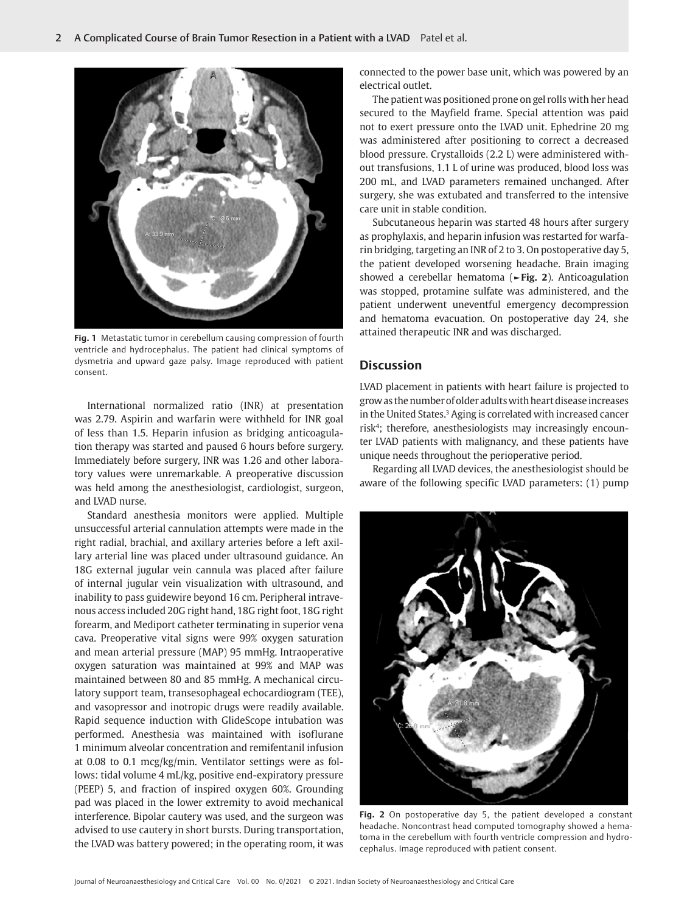Fig. 1 Metastatic tumor in cerebellum causing compression of fourth ventricle and hydrocephalus. The patient had clinical symptoms of dysmetria and upward gaze palsy. Image reproduced with patient consent.

International normalized ratio (INR) at presentation was 2.79. Aspirin and warfarin were withheld for INR goal of less than 1.5. Heparin infusion as bridging anticoagulation therapy was started and paused 6 hours before surgery. Immediately before surgery, INR was 1.26 and other laboratory values were unremarkable. A preoperative discussion was held among the anesthesiologist, cardiologist, surgeon, and LVAD nurse.

Standard anesthesia monitors were applied. Multiple unsuccessful arterial cannulation attempts were made in the right radial, brachial, and axillary arteries before a left axillary arterial line was placed under ultrasound guidance. An 18G external jugular vein cannula was placed after failure of internal jugular vein visualization with ultrasound, and inability to pass guidewire beyond 16 cm. Peripheral intravenous access included 20G right hand, 18G right foot, 18G right forearm, and Mediport catheter terminating in superior vena cava. Preoperative vital signs were 99% oxygen saturation and mean arterial pressure (MAP) 95 mmHg. Intraoperative oxygen saturation was maintained at 99% and MAP was maintained between 80 and 85 mmHg. A mechanical circulatory support team, transesophageal echocardiogram (TEE), and vasopressor and inotropic drugs were readily available. Rapid sequence induction with GlideScope intubation was performed. Anesthesia was maintained with isoflurane 1 minimum alveolar concentration and remifentanil infusion at 0.08 to 0.1 mcg/kg/min. Ventilator settings were as follows: tidal volume 4 mL/kg, positive end-expiratory pressure (PEEP) 5, and fraction of inspired oxygen 60%. Grounding pad was placed in the lower extremity to avoid mechanical interference. Bipolar cautery was used, and the surgeon was advised to use cautery in short bursts. During transportation, the LVAD was battery powered; in the operating room, it was connected to the power base unit, which was powered by an electrical outlet.

The patient was positioned prone on gel rolls with her head secured to the Mayfield frame. Special attention was paid not to exert pressure onto the LVAD unit. Ephedrine 20 mg was administered after positioning to correct a decreased blood pressure. Crystalloids (2.2 L) were administered without transfusions, 1.1 L of urine was produced, blood loss was 200 mL, and LVAD parameters remained unchanged. After surgery, she was extubated and transferred to the intensive care unit in stable condition.

Subcutaneous heparin was started 48 hours after surgery as prophylaxis, and heparin infusion was restarted for warfarin bridging, targeting an INR of 2 to 3. On postoperative day 5, the patient developed worsening headache. Brain imaging showed a cerebellar hematoma (►Fig. 2). Anticoagulation was stopped, protamine sulfate was administered, and the patient underwent uneventful emergency decompression and hematoma evacuation. On postoperative day 24, she attained therapeutic INR and was discharged.

## Discussion

LVAD placement in patients with heart failure is projected to grow as the number of older adults with heart disease increases in the United States.[3] Aging is correlated with increased cancer risk[4]; therefore, anesthesiologists may increasingly encounter LVAD patients with malignancy, and these patients have unique needs throughout the perioperative period.

Regarding all LVAD devices, the anesthesiologist should be aware of the following specific LVAD parameters: (1) pump

Fig. 2 On postoperative day 5, the patient developed a constant headache. Noncontrast head computed tomography showed a hematoma in the cerebellum with fourth ventricle compression and hydrocephalus. Image reproduced with patient consent.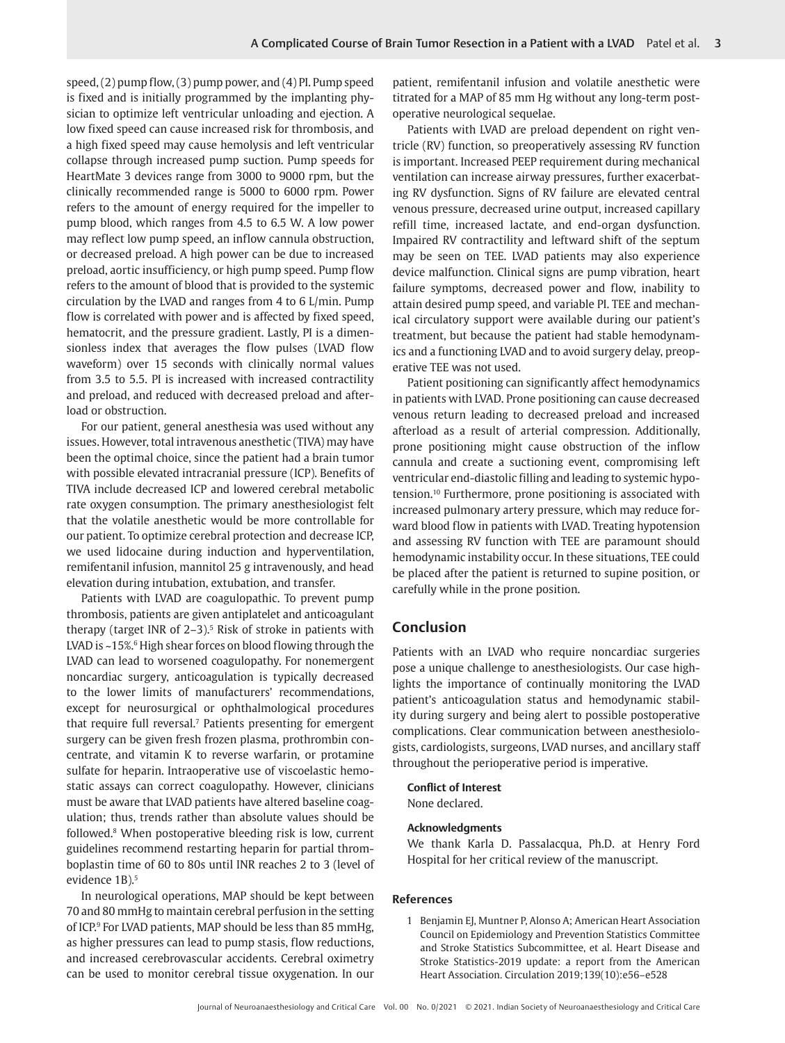speed, (2) pump flow, (3) pump power, and (4) PI. Pump speed is fixed and is initially programmed by the implanting physician to optimize left ventricular unloading and ejection. A low fixed speed can cause increased risk for thrombosis, and a high fixed speed may cause hemolysis and left ventricular collapse through increased pump suction. Pump speeds for HeartMate 3 devices range from 3000 to 9000 rpm, but the clinically recommended range is 5000 to 6000 rpm. Power refers to the amount of energy required for the impeller to pump blood, which ranges from 4.5 to 6.5 W. A low power may reflect low pump speed, an inflow cannula obstruction, or decreased preload. A high power can be due to increased preload, aortic insufficiency, or high pump speed. Pump flow refers to the amount of blood that is provided to the systemic circulation by the LVAD and ranges from 4 to 6 L/min. Pump flow is correlated with power and is affected by fixed speed, hematocrit, and the pressure gradient. Lastly, PI is a dimensionless index that averages the flow pulses (LVAD flow waveform) over 15 seconds with clinically normal values from 3.5 to 5.5. PI is increased with increased contractility and preload, and reduced with decreased preload and afterload or obstruction.

For our patient, general anesthesia was used without any issues. However, total intravenous anesthetic (TIVA) may have been the optimal choice, since the patient had a brain tumor with possible elevated intracranial pressure (ICP). Benefits of TIVA include decreased ICP and lowered cerebral metabolic rate oxygen consumption. The primary anesthesiologist felt that the volatile anesthetic would be more controllable for our patient. To optimize cerebral protection and decrease ICP, we used lidocaine during induction and hyperventilation, remifentanil infusion, mannitol 25 g intravenously, and head elevation during intubation, extubation, and transfer.

Patients with LVAD are coagulopathic. To prevent pump thrombosis, patients are given antiplatelet and anticoagulant therapy (target INR of 2–3).[5] Risk of stroke in patients with LVAD is ~15%.[6] High shear forces on blood flowing through the LVAD can lead to worsened coagulopathy. For nonemergent noncardiac surgery, anticoagulation is typically decreased to the lower limits of manufacturers' recommendations, except for neurosurgical or ophthalmological procedures that require full reversal.[7] Patients presenting for emergent surgery can be given fresh frozen plasma, prothrombin concentrate, and vitamin K to reverse warfarin, or protamine sulfate for heparin. Intraoperative use of viscoelastic hemostatic assays can correct coagulopathy. However, clinicians must be aware that LVAD patients have altered baseline coagulation; thus, trends rather than absolute values should be followed.[8] When postoperative bleeding risk is low, current guidelines recommend restarting heparin for partial thromboplastin time of 60 to 80s until INR reaches 2 to 3 (level of evidence 1B).[5]

In neurological operations, MAP should be kept between 70 and 80 mmHg to maintain cerebral perfusion in the setting of ICP.[9] For LVAD patients, MAP should be less than 85 mmHg, as higher pressures can lead to pump stasis, flow reductions, and increased cerebrovascular accidents. Cerebral oximetry can be used to monitor cerebral tissue oxygenation. In our patient, remifentanil infusion and volatile anesthetic were titrated for a MAP of 85 mm Hg without any long-term postoperative neurological sequelae.

Patients with LVAD are preload dependent on right ventricle (RV) function, so preoperatively assessing RV function is important. Increased PEEP requirement during mechanical ventilation can increase airway pressures, further exacerbating RV dysfunction. Signs of RV failure are elevated central venous pressure, decreased urine output, increased capillary refill time, increased lactate, and end-organ dysfunction. Impaired RV contractility and leftward shift of the septum may be seen on TEE. LVAD patients may also experience device malfunction. Clinical signs are pump vibration, heart failure symptoms, decreased power and flow, inability to attain desired pump speed, and variable PI. TEE and mechanical circulatory support were available during our patient's treatment, but because the patient had stable hemodynamics and a functioning LVAD and to avoid surgery delay, preoperative TEE was not used.

Patient positioning can significantly affect hemodynamics in patients with LVAD. Prone positioning can cause decreased venous return leading to decreased preload and increased afterload as a result of arterial compression. Additionally, prone positioning might cause obstruction of the inflow cannula and create a suctioning event, compromising left ventricular end-diastolic filling and leading to systemic hypotension.[10] Furthermore, prone positioning is associated with increased pulmonary artery pressure, which may reduce forward blood flow in patients with LVAD. Treating hypotension and assessing RV function with TEE are paramount should hemodynamic instability occur. In these situations, TEE could be placed after the patient is returned to supine position, or carefully while in the prone position.

## Conclusion

Patients with an LVAD who require noncardiac surgeries pose a unique challenge to anesthesiologists. Our case highlights the importance of continually monitoring the LVAD patient's anticoagulation status and hemodynamic stability during surgery and being alert to possible postoperative complications. Clear communication between anesthesiologists, cardiologists, surgeons, LVAD nurses, and ancillary staff throughout the perioperative period is imperative.

**Conflict of Interest**
None declared.

**Acknowledgments**
We thank Karla D. Passalacqua, Ph.D. at Henry Ford Hospital for her critical review of the manuscript.

## References

1 Benjamin EJ, Muntner P, Alonso A; American Heart Association Council on Epidemiology and Prevention Statistics Committee and Stroke Statistics Subcommittee, et al. Heart Disease and Stroke Statistics-2019 update: a report from the American Heart Association. Circulation 2019;139(10):e56–e528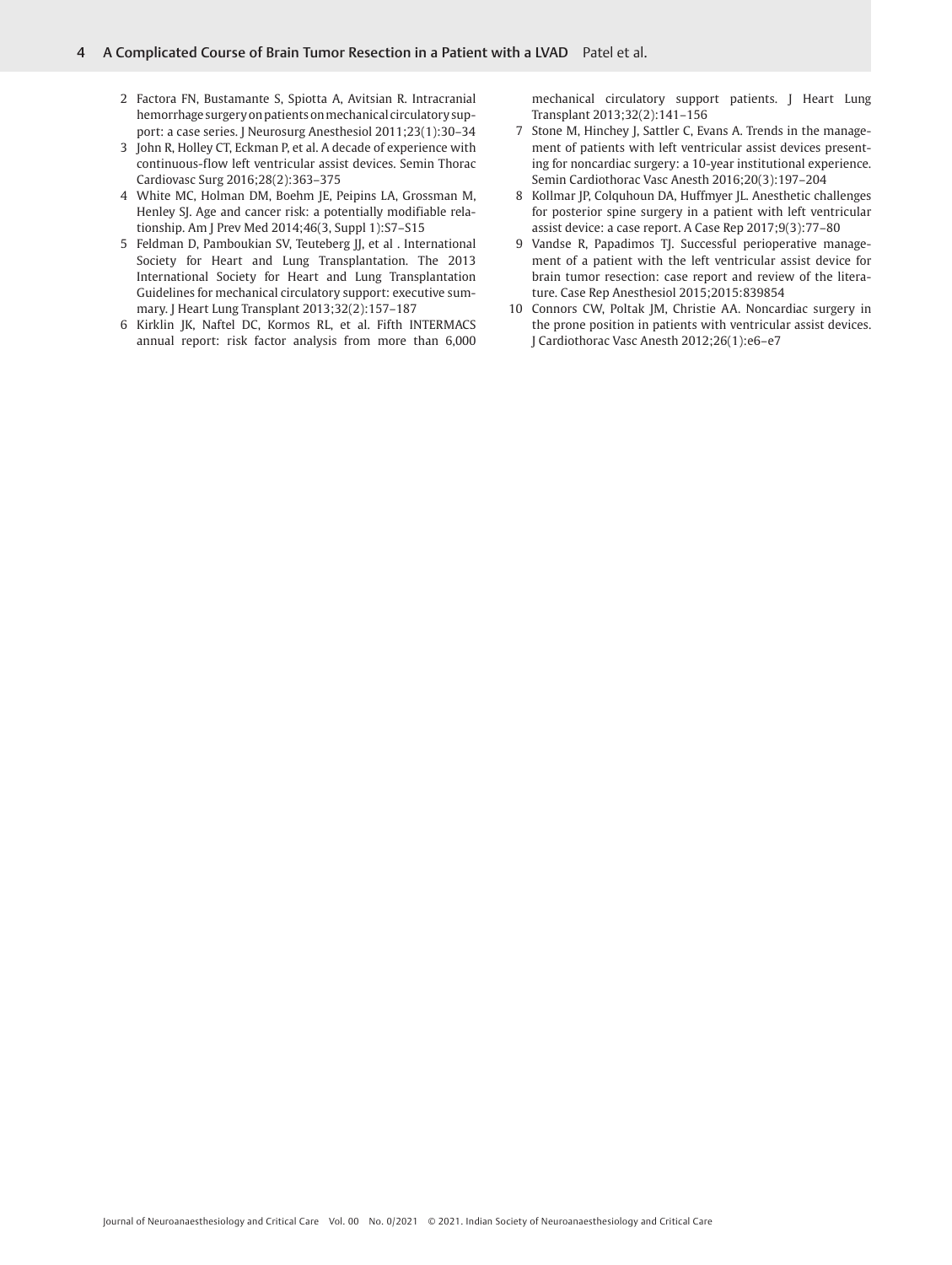2. Factora FN, Bustamante S, Spiotta A, Avitsian R. Intracranial hemorrhage surgery on patients on mechanical circulatory support: a case series. J Neurosurg Anesthesiol 2011;23(1):30–34
3. John R, Holley CT, Eckman P, et al. A decade of experience with continuous-flow left ventricular assist devices. Semin Thorac Cardiovasc Surg 2016;28(2):363–375
4. White MC, Holman DM, Boehm JE, Peipins LA, Grossman M, Henley SJ. Age and cancer risk: a potentially modifiable relationship. Am J Prev Med 2014;46(3, Suppl 1):S7–S15
5. Feldman D, Pamboukian SV, Teuteberg JJ, et al . International Society for Heart and Lung Transplantation. The 2013 International Society for Heart and Lung Transplantation Guidelines for mechanical circulatory support: executive summary. J Heart Lung Transplant 2013;32(2):157–187
6. Kirklin JK, Naftel DC, Kormos RL, et al. Fifth INTERMACS annual report: risk factor analysis from more than 6,000 mechanical circulatory support patients. J Heart Lung Transplant 2013;32(2):141–156
7. Stone M, Hinchey J, Sattler C, Evans A. Trends in the management of patients with left ventricular assist devices presenting for noncardiac surgery: a 10-year institutional experience. Semin Cardiothorac Vasc Anesth 2016;20(3):197–204
8. Kollmar JP, Colquhoun DA, Huffmyer JL. Anesthetic challenges for posterior spine surgery in a patient with left ventricular assist device: a case report. A Case Rep 2017;9(3):77–80
9. Vandse R, Papadimos TJ. Successful perioperative management of a patient with the left ventricular assist device for brain tumor resection: case report and review of the literature. Case Rep Anesthesiol 2015;2015:839854
10. Connors CW, Poltak JM, Christie AA. Noncardiac surgery in the prone position in patients with ventricular assist devices. J Cardiothorac Vasc Anesth 2012;26(1):e6–e7